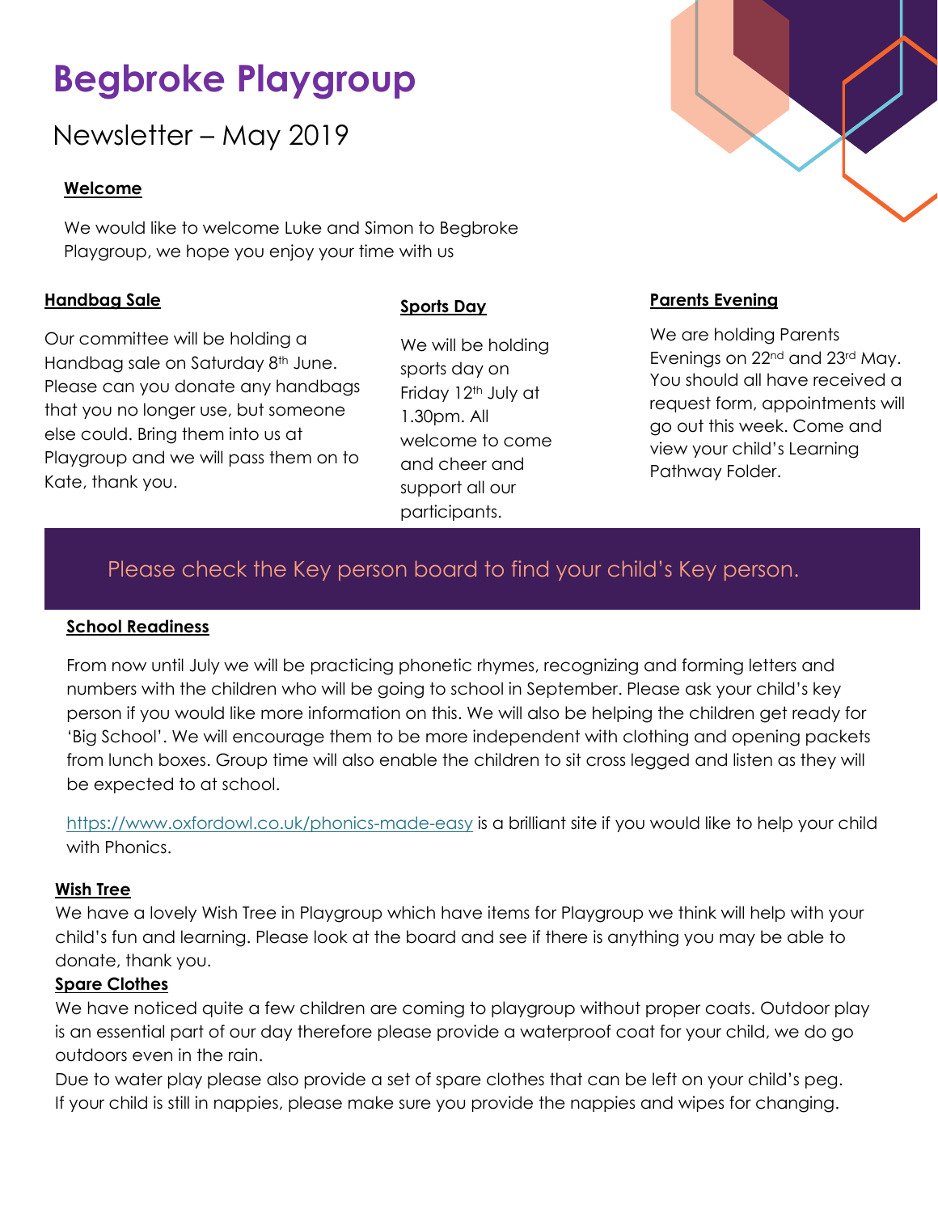# Begbroke Playgroup

## Newsletter – May 2019

### Welcome

We would like to welcome Luke and Simon to Begbroke Playgroup, we hope you enjoy your time with us

### Handbag Sale

Our committee will be holding a Handbag sale on Saturday 8th June. Please can you donate any handbags that you no longer use, but someone else could. Bring them into us at Playgroup and we will pass them on to Kate, thank you.

### Sports Day

We will be holding sports day on Friday 12th July at 1.30pm. All welcome to come and cheer and support all our participants.

### Parents Evening

We are holding Parents Evenings on 22nd and 23rd May. You should all have received a request form, appointments will go out this week. Come and view your child's Learning Pathway Folder.

Please check the Key person board to find your child's Key person.

### School Readiness

From now until July we will be practicing phonetic rhymes, recognizing and forming letters and numbers with the children who will be going to school in September. Please ask your child's key person if you would like more information on this. We will also be helping the children get ready for 'Big School'. We will encourage them to be more independent with clothing and opening packets from lunch boxes. Group time will also enable the children to sit cross legged and listen as they will be expected to at school.

https://www.oxfordowl.co.uk/phonics-made-easy is a brilliant site if you would like to help your child with Phonics.

### Wish Tree

We have a lovely Wish Tree in Playgroup which have items for Playgroup we think will help with your child's fun and learning. Please look at the board and see if there is anything you may be able to donate, thank you.

### Spare Clothes

We have noticed quite a few children are coming to playgroup without proper coats. Outdoor play is an essential part of our day therefore please provide a waterproof coat for your child, we do go outdoors even in the rain.

Due to water play please also provide a set of spare clothes that can be left on your child's peg. If your child is still in nappies, please make sure you provide the nappies and wipes for changing.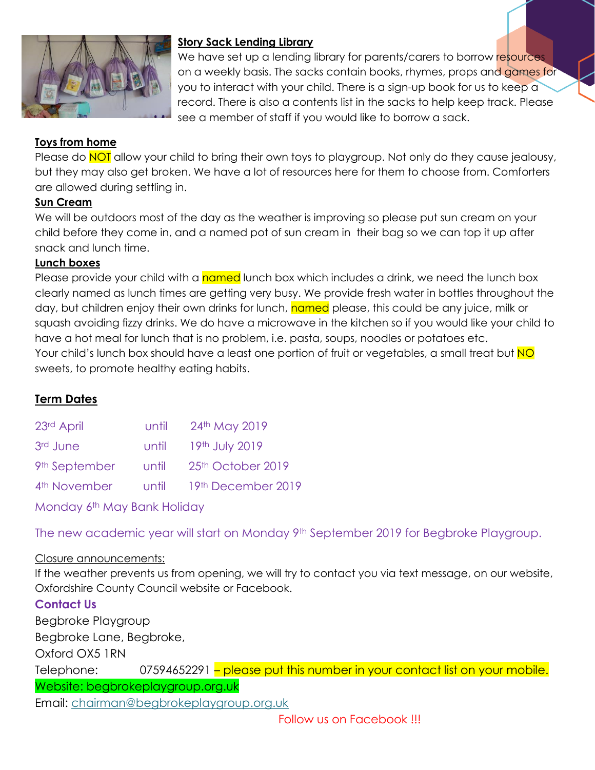## Story Sack Lending Library

We have set up a lending library for parents/carers to borrow resources on a weekly basis. The sacks contain books, rhymes, props and games for you to interact with your child. There is a sign-up book for us to keep a record. There is also a contents list in the sacks to help keep track. Please see a member of staff if you would like to borrow a sack.

## Toys from home

Please do NOT allow your child to bring their own toys to playgroup. Not only do they cause jealousy, but they may also get broken. We have a lot of resources here for them to choose from. Comforters are allowed during settling in.

## Sun Cream

We will be outdoors most of the day as the weather is improving so please put sun cream on your child before they come in, and a named pot of sun cream in their bag so we can top it up after snack and lunch time.

## Lunch boxes

Please provide your child with a named lunch box which includes a drink, we need the lunch box clearly named as lunch times are getting very busy. We provide fresh water in bottles throughout the day, but children enjoy their own drinks for lunch, named please, this could be any juice, milk or squash avoiding fizzy drinks. We do have a microwave in the kitchen so if you would like your child to have a hot meal for lunch that is no problem, i.e. pasta, soups, noodles or potatoes etc.
Your child's lunch box should have a least one portion of fruit or vegetables, a small treat but NO sweets, to promote healthy eating habits.

## Term Dates

| | | |
|---|---|---|
| 23rd April | until | 24th May 2019 |
| 3rd June | until | 19th July 2019 |
| 9th September | until | 25th October 2019 |
| 4th November | until | 19th December 2019 |

Monday 6th May Bank Holiday

The new academic year will start on Monday 9th September 2019 for Begbroke Playgroup.

Closure announcements:

If the weather prevents us from opening, we will try to contact you via text message, on our website, Oxfordshire County Council website or Facebook.

### Contact Us

Begbroke Playgroup
Begbroke Lane, Begbroke,
Oxford OX5 1RN
Telephone: 07594652291 – please put this number in your contact list on your mobile.
Website: begbrokeplaygroup.org.uk
Email: chairman@begbrokeplaygroup.org.uk

Follow us on Facebook !!!